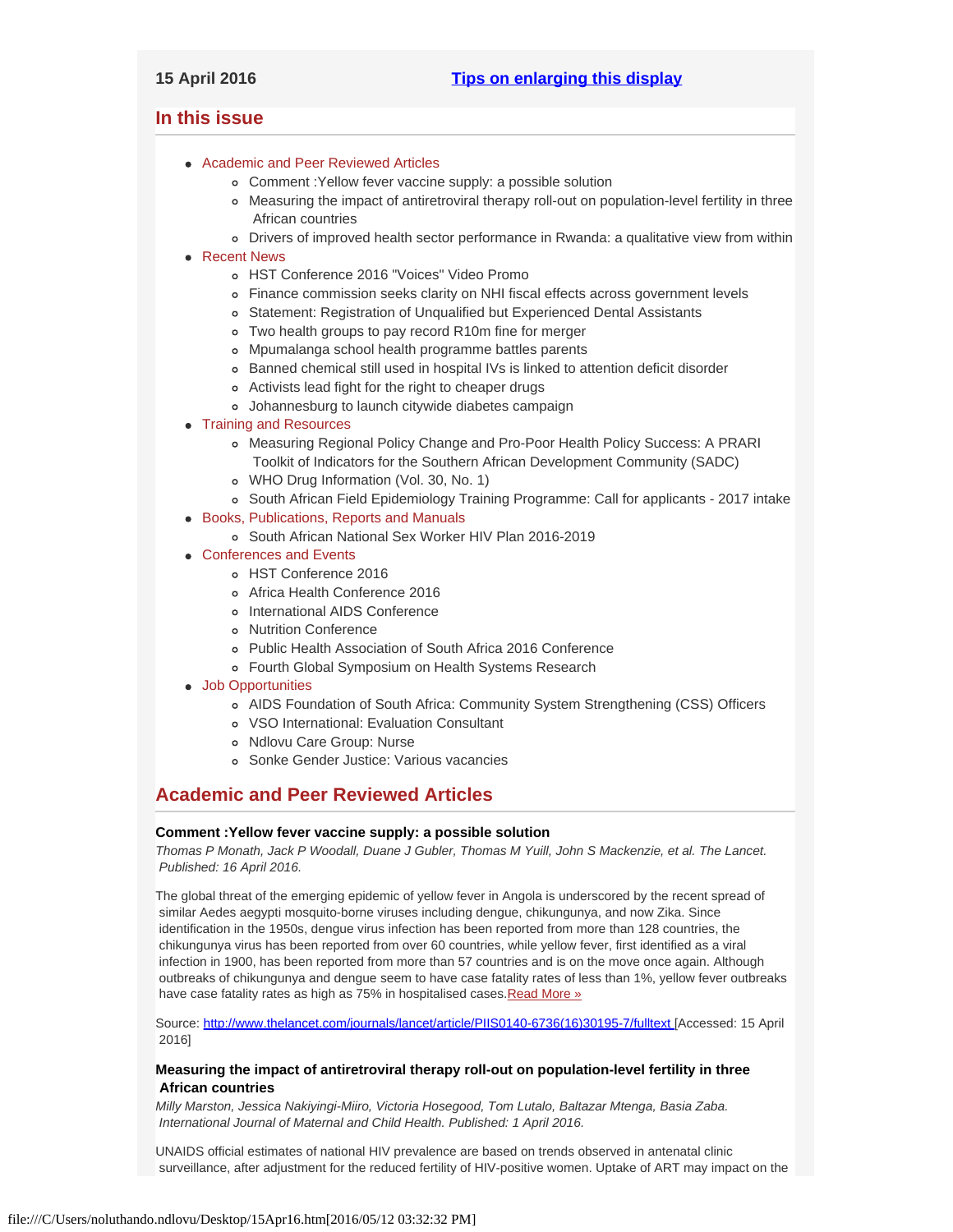**15 April 2016** [Tips on enlarging this display]

## In this issue

- Academic and Peer Reviewed Articles
  - Comment :Yellow fever vaccine supply: a possible solution
  - Measuring the impact of antiretroviral therapy roll-out on population-level fertility in three African countries
  - Drivers of improved health sector performance in Rwanda: a qualitative view from within
- Recent News
  - HST Conference 2016 "Voices" Video Promo
  - Finance commission seeks clarity on NHI fiscal effects across government levels
  - Statement: Registration of Unqualified but Experienced Dental Assistants
  - Two health groups to pay record R10m fine for merger
  - Mpumalanga school health programme battles parents
  - Banned chemical still used in hospital IVs is linked to attention deficit disorder
  - Activists lead fight for the right to cheaper drugs
  - Johannesburg to launch citywide diabetes campaign
- Training and Resources
  - Measuring Regional Policy Change and Pro-Poor Health Policy Success: A PRARI Toolkit of Indicators for the Southern African Development Community (SADC)
  - WHO Drug Information (Vol. 30, No. 1)
  - South African Field Epidemiology Training Programme: Call for applicants - 2017 intake
- Books, Publications, Reports and Manuals
  - South African National Sex Worker HIV Plan 2016-2019
- Conferences and Events
  - HST Conference 2016
  - Africa Health Conference 2016
  - International AIDS Conference
  - Nutrition Conference
  - Public Health Association of South Africa 2016 Conference
  - Fourth Global Symposium on Health Systems Research
- Job Opportunities
  - AIDS Foundation of South Africa: Community System Strengthening (CSS) Officers
  - VSO International: Evaluation Consultant
  - Ndlovu Care Group: Nurse
  - Sonke Gender Justice: Various vacancies

## Academic and Peer Reviewed Articles

**Comment :Yellow fever vaccine supply: a possible solution**

*Thomas P Monath, Jack P Woodall, Duane J Gubler, Thomas M Yuill, John S Mackenzie, et al. The Lancet. Published: 16 April 2016.*

The global threat of the emerging epidemic of yellow fever in Angola is underscored by the recent spread of similar Aedes aegypti mosquito-borne viruses including dengue, chikungunya, and now Zika. Since identification in the 1950s, dengue virus infection has been reported from more than 128 countries, the chikungunya virus has been reported from over 60 countries, while yellow fever, first identified as a viral infection in 1900, has been reported from more than 57 countries and is on the move once again. Although outbreaks of chikungunya and dengue seem to have case fatality rates of less than 1%, yellow fever outbreaks have case fatality rates as high as 75% in hospitalised cases. Read More »

Source: http://www.thelancet.com/journals/lancet/article/PIIS0140-6736(16)30195-7/fulltext [Accessed: 15 April 2016]

**Measuring the impact of antiretroviral therapy roll-out on population-level fertility in three African countries**

*Milly Marston, Jessica Nakiyingi-Miiro, Victoria Hosegood, Tom Lutalo, Baltazar Mtenga, Basia Zaba. International Journal of Maternal and Child Health. Published: 1 April 2016.*

UNAIDS official estimates of national HIV prevalence are based on trends observed in antenatal clinic surveillance, after adjustment for the reduced fertility of HIV-positive women. Uptake of ART may impact on the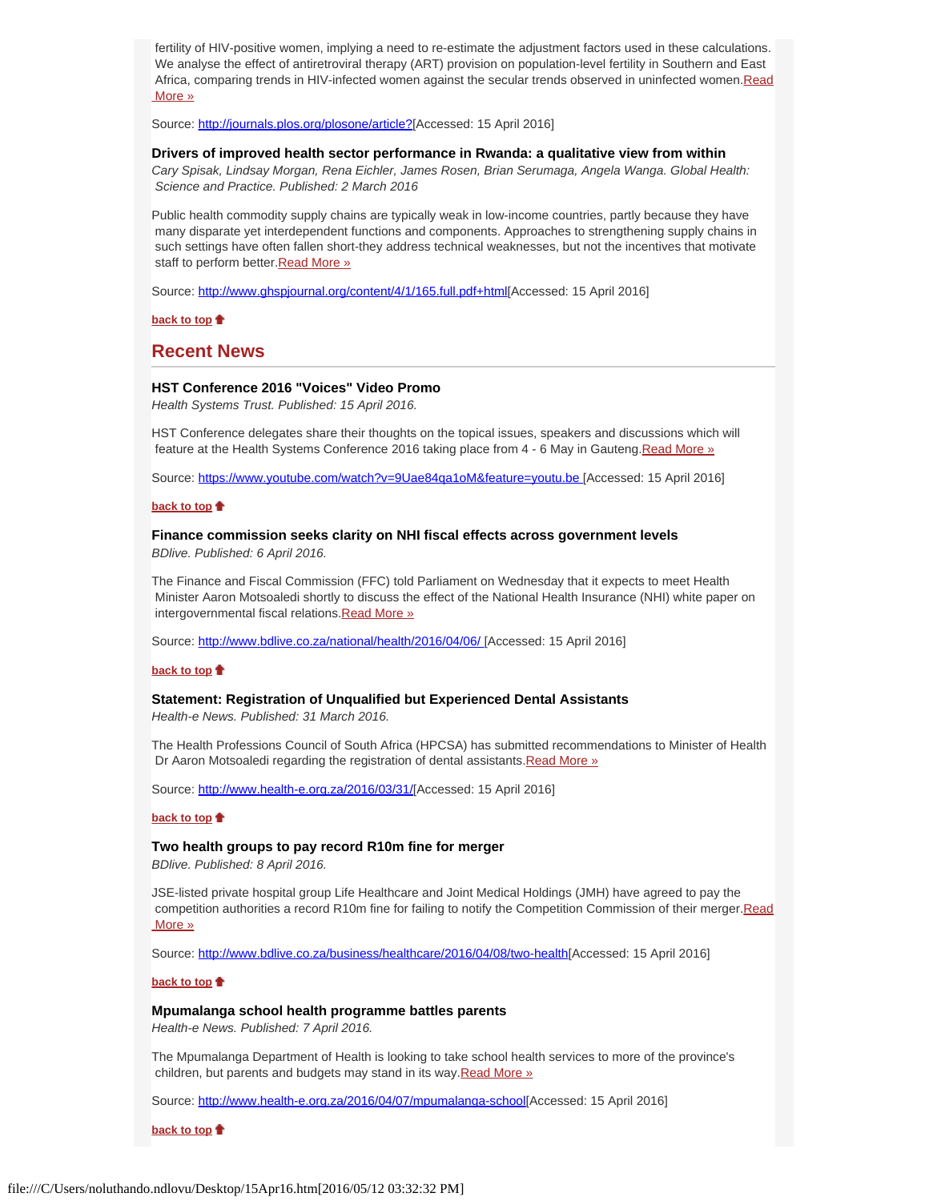fertility of HIV-positive women, implying a need to re-estimate the adjustment factors used in these calculations. We analyse the effect of antiretroviral therapy (ART) provision on population-level fertility in Southern and East Africa, comparing trends in HIV-infected women against the secular trends observed in uninfected women.Read More »

Source: http://journals.plos.org/plosone/article?[Accessed: 15 April 2016]

**Drivers of improved health sector performance in Rwanda: a qualitative view from within**

*Cary Spisak, Lindsay Morgan, Rena Eichler, James Rosen, Brian Serumaga, Angela Wanga. Global Health: Science and Practice. Published: 2 March 2016*

Public health commodity supply chains are typically weak in low-income countries, partly because they have many disparate yet interdependent functions and components. Approaches to strengthening supply chains in such settings have often fallen short-they address technical weaknesses, but not the incentives that motivate staff to perform better.Read More »

Source: http://www.ghspjournal.org/content/4/1/165.full.pdf+html[Accessed: 15 April 2016]

**back to top**

## Recent News

**HST Conference 2016 "Voices" Video Promo**

*Health Systems Trust. Published: 15 April 2016.*

HST Conference delegates share their thoughts on the topical issues, speakers and discussions which will feature at the Health Systems Conference 2016 taking place from 4 - 6 May in Gauteng.Read More »

Source: https://www.youtube.com/watch?v=9Uae84qa1oM&feature=youtu.be [Accessed: 15 April 2016]

**back to top**

**Finance commission seeks clarity on NHI fiscal effects across government levels**

*BDlive. Published: 6 April 2016.*

The Finance and Fiscal Commission (FFC) told Parliament on Wednesday that it expects to meet Health Minister Aaron Motsoaledi shortly to discuss the effect of the National Health Insurance (NHI) white paper on intergovernmental fiscal relations.Read More »

Source: http://www.bdlive.co.za/national/health/2016/04/06/ [Accessed: 15 April 2016]

**back to top**

**Statement: Registration of Unqualified but Experienced Dental Assistants**

*Health-e News. Published: 31 March 2016.*

The Health Professions Council of South Africa (HPCSA) has submitted recommendations to Minister of Health Dr Aaron Motsoaledi regarding the registration of dental assistants.Read More »

Source: http://www.health-e.org.za/2016/03/31/[Accessed: 15 April 2016]

**back to top**

**Two health groups to pay record R10m fine for merger**

*BDlive. Published: 8 April 2016.*

JSE-listed private hospital group Life Healthcare and Joint Medical Holdings (JMH) have agreed to pay the competition authorities a record R10m fine for failing to notify the Competition Commission of their merger.Read More »

Source: http://www.bdlive.co.za/business/healthcare/2016/04/08/two-health[Accessed: 15 April 2016]

**back to top**

**Mpumalanga school health programme battles parents**

*Health-e News. Published: 7 April 2016.*

The Mpumalanga Department of Health is looking to take school health services to more of the province's children, but parents and budgets may stand in its way.Read More »

Source: http://www.health-e.org.za/2016/04/07/mpumalanga-school[Accessed: 15 April 2016]

**back to top**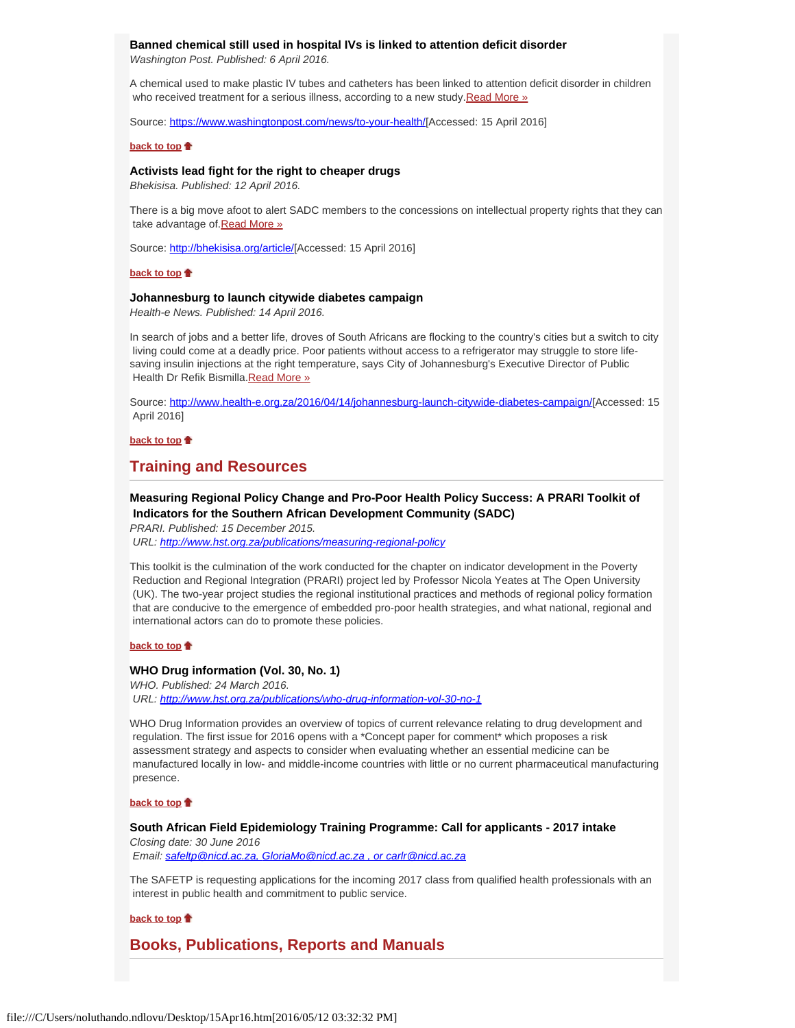### Banned chemical still used in hospital IVs is linked to attention deficit disorder

*Washington Post. Published: 6 April 2016.*

A chemical used to make plastic IV tubes and catheters has been linked to attention deficit disorder in children who received treatment for a serious illness, according to a new study.[Read More »](https://www.washingtonpost.com/news/to-your-health/)

Source: [https://www.washingtonpost.com/news/to-your-health/](https://www.washingtonpost.com/news/to-your-health/)[Accessed: 15 April 2016]

**back to top**

### Activists lead fight for the right to cheaper drugs

*Bhekisisa. Published: 12 April 2016.*

There is a big move afoot to alert SADC members to the concessions on intellectual property rights that they can take advantage of.[Read More »](http://bhekisisa.org/article/)

Source: [http://bhekisisa.org/article/](http://bhekisisa.org/article/)[Accessed: 15 April 2016]

**back to top**

### Johannesburg to launch citywide diabetes campaign

*Health-e News. Published: 14 April 2016.*

In search of jobs and a better life, droves of South Africans are flocking to the country's cities but a switch to city living could come at a deadly price. Poor patients without access to a refrigerator may struggle to store life-saving insulin injections at the right temperature, says City of Johannesburg's Executive Director of Public Health Dr Refik Bismilla.[Read More »](http://www.health-e.org.za/2016/04/14/johannesburg-launch-citywide-diabetes-campaign/)

Source: [http://www.health-e.org.za/2016/04/14/johannesburg-launch-citywide-diabetes-campaign/](http://www.health-e.org.za/2016/04/14/johannesburg-launch-citywide-diabetes-campaign/)[Accessed: 15 April 2016]

**back to top**

## Training and Resources

### Measuring Regional Policy Change and Pro-Poor Health Policy Success: A PRARI Toolkit of Indicators for the Southern African Development Community (SADC)

*PRARI. Published: 15 December 2015.*
*URL: [http://www.hst.org.za/publications/measuring-regional-policy](http://www.hst.org.za/publications/measuring-regional-policy)*

This toolkit is the culmination of the work conducted for the chapter on indicator development in the Poverty Reduction and Regional Integration (PRARI) project led by Professor Nicola Yeates at The Open University (UK). The two-year project studies the regional institutional practices and methods of regional policy formation that are conducive to the emergence of embedded pro-poor health strategies, and what national, regional and international actors can do to promote these policies.

**back to top**

### WHO Drug information (Vol. 30, No. 1)

*WHO. Published: 24 March 2016.*
*URL: [http://www.hst.org.za/publications/who-drug-information-vol-30-no-1](http://www.hst.org.za/publications/who-drug-information-vol-30-no-1)*

WHO Drug Information provides an overview of topics of current relevance relating to drug development and regulation. The first issue for 2016 opens with a *Concept paper for comment* which proposes a risk assessment strategy and aspects to consider when evaluating whether an essential medicine can be manufactured locally in low- and middle-income countries with little or no current pharmaceutical manufacturing presence.

**back to top**

### South African Field Epidemiology Training Programme: Call for applicants - 2017 intake

*Closing date: 30 June 2016*
*Email: safeltp@nicd.ac.za, GloriaMo@nicd.ac.za , or carlr@nicd.ac.za*

The SAFETP is requesting applications for the incoming 2017 class from qualified health professionals with an interest in public health and commitment to public service.

**back to top**

## Books, Publications, Reports and Manuals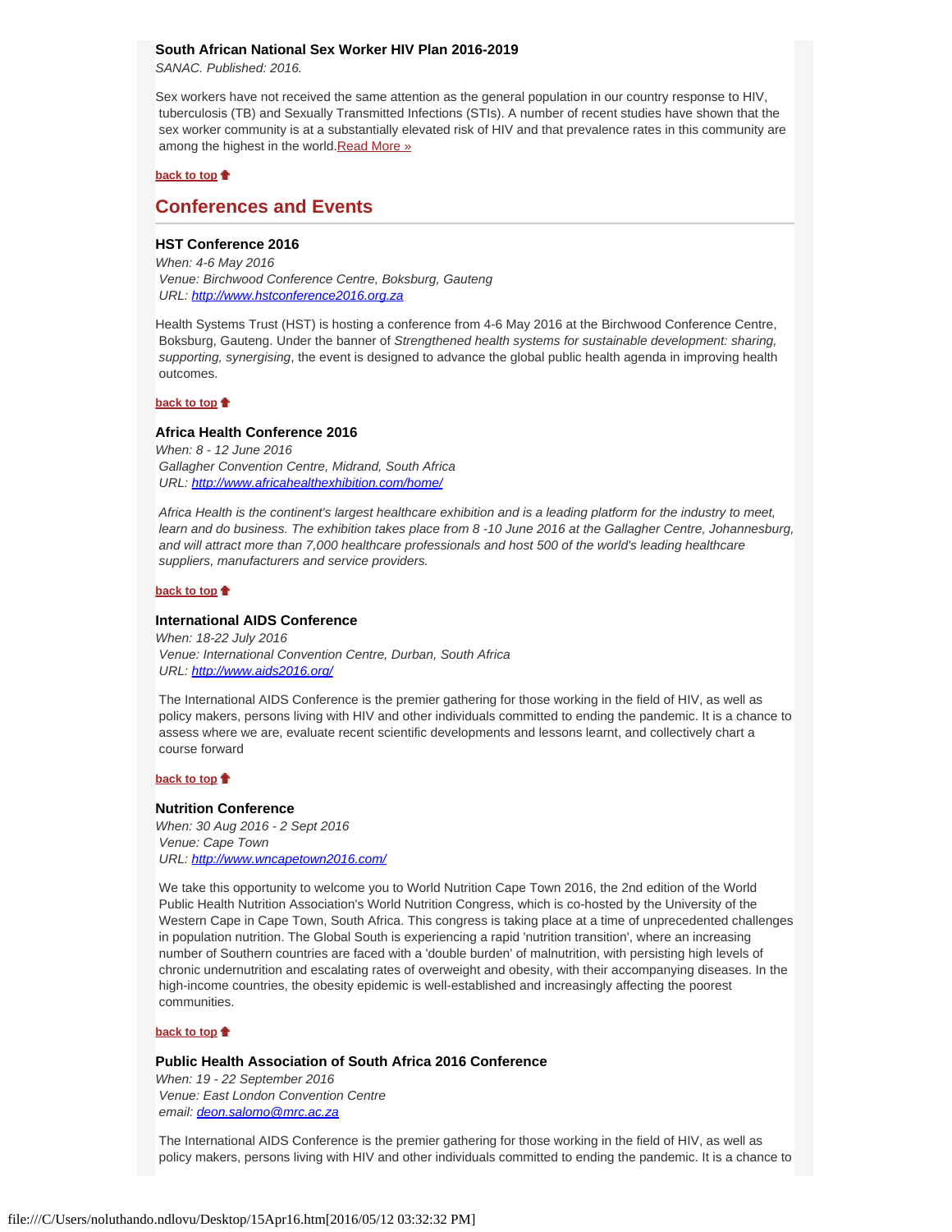### South African National Sex Worker HIV Plan 2016-2019

*SANAC. Published: 2016.*

Sex workers have not received the same attention as the general population in our country response to HIV, tuberculosis (TB) and Sexually Transmitted Infections (STIs). A number of recent studies have shown that the sex worker community is at a substantially elevated risk of HIV and that prevalence rates in this community are among the highest in the world.Read More »

**back to top**

## Conferences and Events

### HST Conference 2016

*When: 4-6 May 2016*
*Venue: Birchwood Conference Centre, Boksburg, Gauteng*
*URL: http://www.hstconference2016.org.za*

Health Systems Trust (HST) is hosting a conference from 4-6 May 2016 at the Birchwood Conference Centre, Boksburg, Gauteng. Under the banner of *Strengthened health systems for sustainable development: sharing, supporting, synergising*, the event is designed to advance the global public health agenda in improving health outcomes.

**back to top**

### Africa Health Conference 2016

*When: 8 - 12 June 2016*
*Gallagher Convention Centre, Midrand, South Africa*
*URL: http://www.africahealthexhibition.com/home/*

*Africa Health is the continent's largest healthcare exhibition and is a leading platform for the industry to meet, learn and do business. The exhibition takes place from 8 -10 June 2016 at the Gallagher Centre, Johannesburg, and will attract more than 7,000 healthcare professionals and host 500 of the world's leading healthcare suppliers, manufacturers and service providers.*

**back to top**

### International AIDS Conference

*When: 18-22 July 2016*
*Venue: International Convention Centre, Durban, South Africa*
*URL: http://www.aids2016.org/*

The International AIDS Conference is the premier gathering for those working in the field of HIV, as well as policy makers, persons living with HIV and other individuals committed to ending the pandemic. It is a chance to assess where we are, evaluate recent scientific developments and lessons learnt, and collectively chart a course forward

**back to top**

### Nutrition Conference

*When: 30 Aug 2016 - 2 Sept 2016*
*Venue: Cape Town*
*URL: http://www.wncapetown2016.com/*

We take this opportunity to welcome you to World Nutrition Cape Town 2016, the 2nd edition of the World Public Health Nutrition Association's World Nutrition Congress, which is co-hosted by the University of the Western Cape in Cape Town, South Africa. This congress is taking place at a time of unprecedented challenges in population nutrition. The Global South is experiencing a rapid 'nutrition transition', where an increasing number of Southern countries are faced with a 'double burden' of malnutrition, with persisting high levels of chronic undernutrition and escalating rates of overweight and obesity, with their accompanying diseases. In the high-income countries, the obesity epidemic is well-established and increasingly affecting the poorest communities.

**back to top**

### Public Health Association of South Africa 2016 Conference

*When: 19 - 22 September 2016*
*Venue: East London Convention Centre*
*email: deon.salomo@mrc.ac.za*

The International AIDS Conference is the premier gathering for those working in the field of HIV, as well as policy makers, persons living with HIV and other individuals committed to ending the pandemic. It is a chance to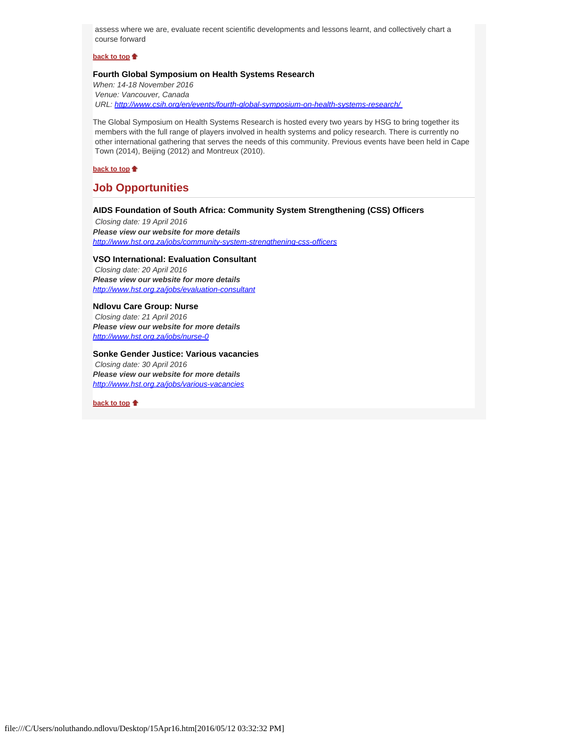assess where we are, evaluate recent scientific developments and lessons learnt, and collectively chart a course forward

back to top

### Fourth Global Symposium on Health Systems Research

*When: 14-18 November 2016*
*Venue: Vancouver, Canada*
*URL: http://www.csih.org/en/events/fourth-global-symposium-on-health-systems-research/*

The Global Symposium on Health Systems Research is hosted every two years by HSG to bring together its members with the full range of players involved in health systems and policy research. There is currently no other international gathering that serves the needs of this community. Previous events have been held in Cape Town (2014), Beijing (2012) and Montreux (2010).

back to top

## Job Opportunities

### AIDS Foundation of South Africa: Community System Strengthening (CSS) Officers

*Closing date: 19 April 2016*
***Please view our website for more details***
*http://www.hst.org.za/jobs/community-system-strengthening-css-officers*

### VSO International: Evaluation Consultant

*Closing date: 20 April 2016*
***Please view our website for more details***
*http://www.hst.org.za/jobs/evaluation-consultant*

### Ndlovu Care Group: Nurse

*Closing date: 21 April 2016*
***Please view our website for more details***
*http://www.hst.org.za/jobs/nurse-0*

### Sonke Gender Justice: Various vacancies

*Closing date: 30 April 2016*
***Please view our website for more details***
*http://www.hst.org.za/jobs/various-vacancies*

back to top